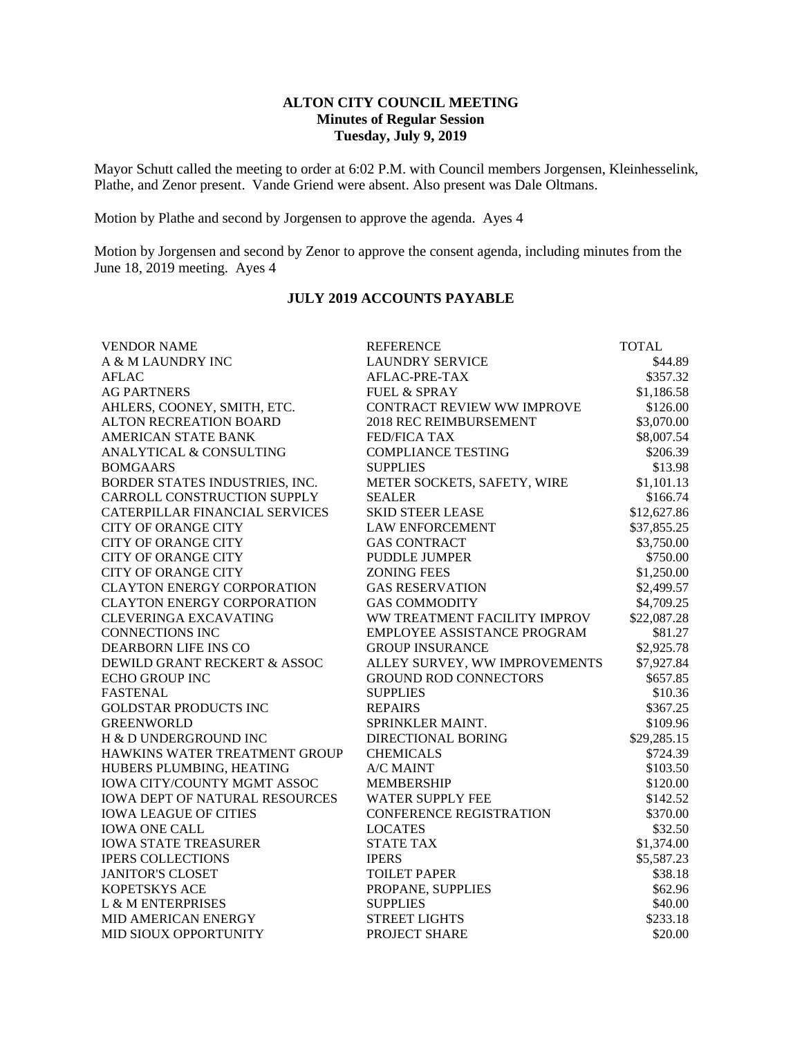# ALTON CITY COUNCIL MEETING
## Minutes of Regular Session
### Tuesday, July 9, 2019

Mayor Schutt called the meeting to order at 6:02 P.M. with Council members Jorgensen, Kleinhesselink, Plathe, and Zenor present. Vande Griend were absent. Also present was Dale Oltmans.

Motion by Plathe and second by Jorgensen to approve the agenda. Ayes 4

Motion by Jorgensen and second by Zenor to approve the consent agenda, including minutes from the June 18, 2019 meeting. Ayes 4

## JULY 2019 ACCOUNTS PAYABLE

| VENDOR NAME | REFERENCE | TOTAL |
|---|---|---|
| A & M LAUNDRY INC | LAUNDRY SERVICE | $44.89 |
| AFLAC | AFLAC-PRE-TAX | $357.32 |
| AG PARTNERS | FUEL & SPRAY | $1,186.58 |
| AHLERS, COONEY, SMITH, ETC. | CONTRACT REVIEW WW IMPROVE | $126.00 |
| ALTON RECREATION BOARD | 2018 REC REIMBURSEMENT | $3,070.00 |
| AMERICAN STATE BANK | FED/FICA TAX | $8,007.54 |
| ANALYTICAL & CONSULTING | COMPLIANCE TESTING | $206.39 |
| BOMGAARS | SUPPLIES | $13.98 |
| BORDER STATES INDUSTRIES, INC. | METER SOCKETS, SAFETY, WIRE | $1,101.13 |
| CARROLL CONSTRUCTION SUPPLY | SEALER | $166.74 |
| CATERPILLAR FINANCIAL SERVICES | SKID STEER LEASE | $12,627.86 |
| CITY OF ORANGE CITY | LAW ENFORCEMENT | $37,855.25 |
| CITY OF ORANGE CITY | GAS CONTRACT | $3,750.00 |
| CITY OF ORANGE CITY | PUDDLE JUMPER | $750.00 |
| CITY OF ORANGE CITY | ZONING FEES | $1,250.00 |
| CLAYTON ENERGY CORPORATION | GAS RESERVATION | $2,499.57 |
| CLAYTON ENERGY CORPORATION | GAS COMMODITY | $4,709.25 |
| CLEVERINGA EXCAVATING | WW TREATMENT FACILITY IMPROV | $22,087.28 |
| CONNECTIONS INC | EMPLOYEE ASSISTANCE PROGRAM | $81.27 |
| DEARBORN LIFE INS CO | GROUP INSURANCE | $2,925.78 |
| DEWILD GRANT RECKERT & ASSOC | ALLEY SURVEY, WW IMPROVEMENTS | $7,927.84 |
| ECHO GROUP INC | GROUND ROD CONNECTORS | $657.85 |
| FASTENAL | SUPPLIES | $10.36 |
| GOLDSTAR PRODUCTS INC | REPAIRS | $367.25 |
| GREENWORLD | SPRINKLER MAINT. | $109.96 |
| H & D UNDERGROUND INC | DIRECTIONAL BORING | $29,285.15 |
| HAWKINS WATER TREATMENT GROUP | CHEMICALS | $724.39 |
| HUBERS PLUMBING, HEATING | A/C MAINT | $103.50 |
| IOWA CITY/COUNTY MGMT ASSOC | MEMBERSHIP | $120.00 |
| IOWA DEPT OF NATURAL RESOURCES | WATER SUPPLY FEE | $142.52 |
| IOWA LEAGUE OF CITIES | CONFERENCE REGISTRATION | $370.00 |
| IOWA ONE CALL | LOCATES | $32.50 |
| IOWA STATE TREASURER | STATE TAX | $1,374.00 |
| IPERS COLLECTIONS | IPERS | $5,587.23 |
| JANITOR'S CLOSET | TOILET PAPER | $38.18 |
| KOPETSKYS ACE | PROPANE, SUPPLIES | $62.96 |
| L & M ENTERPRISES | SUPPLIES | $40.00 |
| MID AMERICAN ENERGY | STREET LIGHTS | $233.18 |
| MID SIOUX OPPORTUNITY | PROJECT SHARE | $20.00 |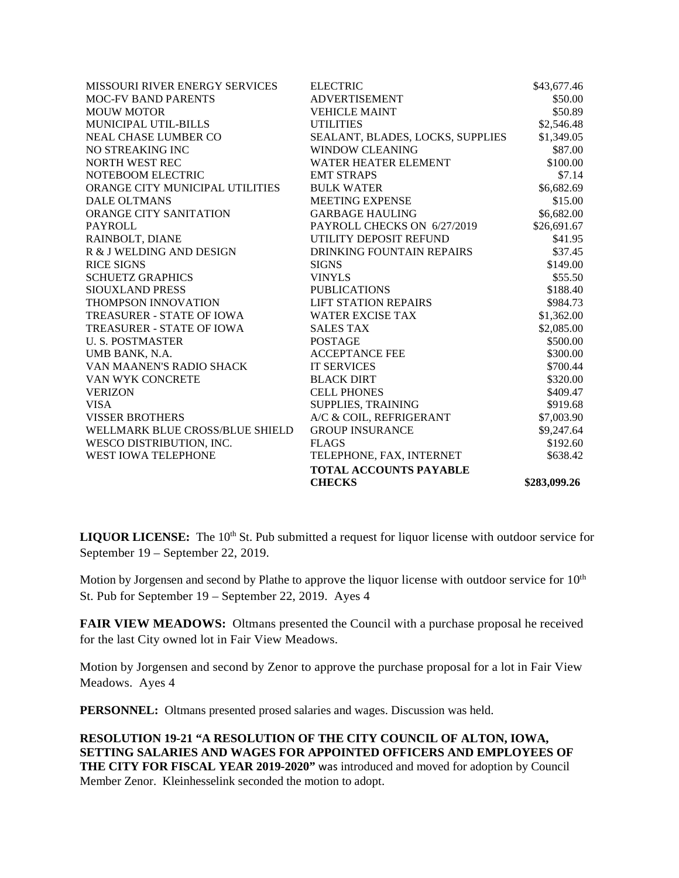| | | |
|---|---|---|
| MISSOURI RIVER ENERGY SERVICES | ELECTRIC | $43,677.46 |
| MOC-FV BAND PARENTS | ADVERTISEMENT | $50.00 |
| MOUW MOTOR | VEHICLE MAINT | $50.89 |
| MUNICIPAL UTIL-BILLS | UTILITIES | $2,546.48 |
| NEAL CHASE LUMBER CO | SEALANT, BLADES, LOCKS, SUPPLIES | $1,349.05 |
| NO STREAKING INC | WINDOW CLEANING | $87.00 |
| NORTH WEST REC | WATER HEATER ELEMENT | $100.00 |
| NOTEBOOM ELECTRIC | EMT STRAPS | $7.14 |
| ORANGE CITY MUNICIPAL UTILITIES | BULK WATER | $6,682.69 |
| DALE OLTMANS | MEETING EXPENSE | $15.00 |
| ORANGE CITY SANITATION | GARBAGE HAULING | $6,682.00 |
| PAYROLL | PAYROLL CHECKS ON 6/27/2019 | $26,691.67 |
| RAINBOLT, DIANE | UTILITY DEPOSIT REFUND | $41.95 |
| R & J WELDING AND DESIGN | DRINKING FOUNTAIN REPAIRS | $37.45 |
| RICE SIGNS | SIGNS | $149.00 |
| SCHUETZ GRAPHICS | VINYLS | $55.50 |
| SIOUXLAND PRESS | PUBLICATIONS | $188.40 |
| THOMPSON INNOVATION | LIFT STATION REPAIRS | $984.73 |
| TREASURER - STATE OF IOWA | WATER EXCISE TAX | $1,362.00 |
| TREASURER - STATE OF IOWA | SALES TAX | $2,085.00 |
| U. S. POSTMASTER | POSTAGE | $500.00 |
| UMB BANK, N.A. | ACCEPTANCE FEE | $300.00 |
| VAN MAANEN'S RADIO SHACK | IT SERVICES | $700.44 |
| VAN WYK CONCRETE | BLACK DIRT | $320.00 |
| VERIZON | CELL PHONES | $409.47 |
| VISA | SUPPLIES, TRAINING | $919.68 |
| VISSER BROTHERS | A/C & COIL, REFRIGERANT | $7,003.90 |
| WELLMARK BLUE CROSS/BLUE SHIELD | GROUP INSURANCE | $9,247.64 |
| WESCO DISTRIBUTION, INC. | FLAGS | $192.60 |
| WEST IOWA TELEPHONE | TELEPHONE, FAX, INTERNET | $638.42 |
| | **TOTAL ACCOUNTS PAYABLE CHECKS** | **$283,099.26** |

**LIQUOR LICENSE:** The 10th St. Pub submitted a request for liquor license with outdoor service for September 19 – September 22, 2019.

Motion by Jorgensen and second by Plathe to approve the liquor license with outdoor service for 10th St. Pub for September 19 – September 22, 2019. Ayes 4

**FAIR VIEW MEADOWS:** Oltmans presented the Council with a purchase proposal he received for the last City owned lot in Fair View Meadows.

Motion by Jorgensen and second by Zenor to approve the purchase proposal for a lot in Fair View Meadows. Ayes 4

**PERSONNEL:** Oltmans presented prosed salaries and wages. Discussion was held.

**RESOLUTION 19-21 "A RESOLUTION OF THE CITY COUNCIL OF ALTON, IOWA, SETTING SALARIES AND WAGES FOR APPOINTED OFFICERS AND EMPLOYEES OF THE CITY FOR FISCAL YEAR 2019-2020"** was introduced and moved for adoption by Council Member Zenor. Kleinhesselink seconded the motion to adopt.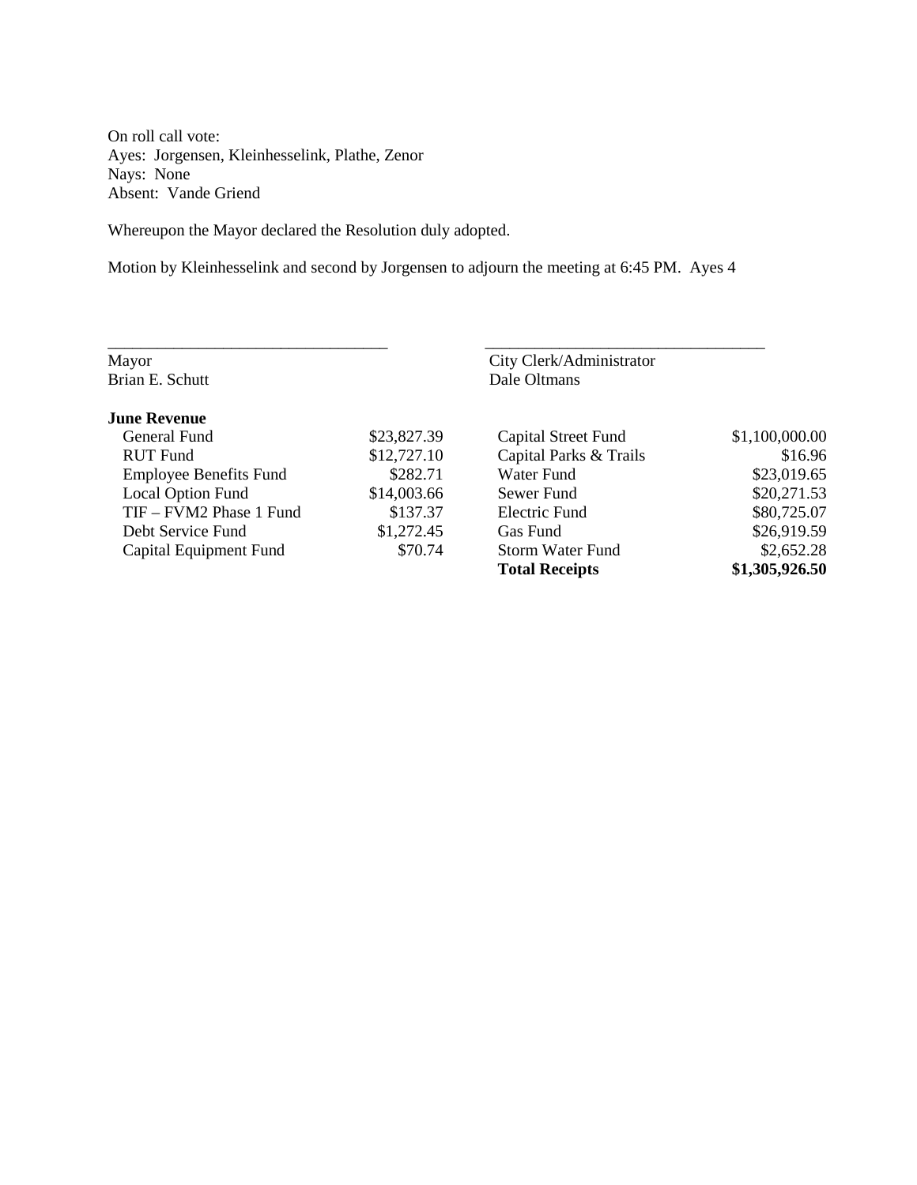On roll call vote:
Ayes: Jorgensen, Kleinhesselink, Plathe, Zenor
Nays: None
Absent: Vande Griend

Whereupon the Mayor declared the Resolution duly adopted.

Motion by Kleinhesselink and second by Jorgensen to adjourn the meeting at 6:45 PM. Ayes 4

| | |
|---|---|
| \_\_\_\_\_\_\_\_\_\_\_\_\_\_\_\_\_\_\_\_\_\_\_\_\_\_\_\_\_\_\_\_\_\_ | \_\_\_\_\_\_\_\_\_\_\_\_\_\_\_\_\_\_\_\_\_\_\_\_\_\_\_\_\_\_\_\_\_\_ |
| Mayor | City Clerk/Administrator |
| Brian E. Schutt | Dale Oltmans |

**June Revenue**

| | | | |
|---|---|---|---|
| General Fund | $23,827.39 | Capital Street Fund | $1,100,000.00 |
| RUT Fund | $12,727.10 | Capital Parks & Trails | $16.96 |
| Employee Benefits Fund | $282.71 | Water Fund | $23,019.65 |
| Local Option Fund | $14,003.66 | Sewer Fund | $20,271.53 |
| TIF – FVM2 Phase 1 Fund | $137.37 | Electric Fund | $80,725.07 |
| Debt Service Fund | $1,272.45 | Gas Fund | $26,919.59 |
| Capital Equipment Fund | $70.74 | Storm Water Fund | $2,652.28 |
| | | **Total Receipts** | **$1,305,926.50** |